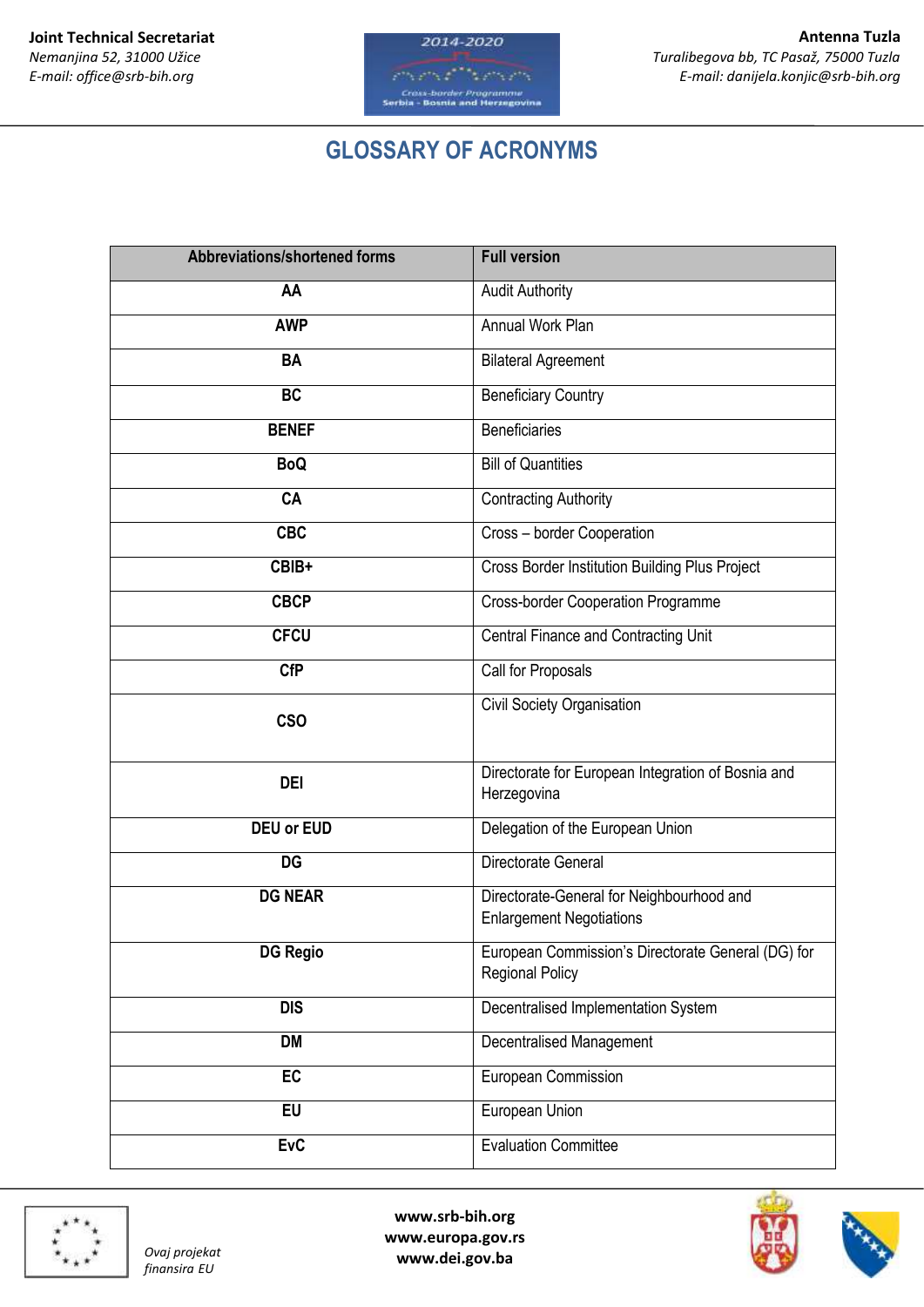# GLOSSARY OF ACRONYMS

| Abbreviations/shortened forms | Full version |
|---|---|
| AA | Audit Authority |
| AWP | Annual Work Plan |
| BA | Bilateral Agreement |
| BC | Beneficiary Country |
| BENEF | Beneficiaries |
| BoQ | Bill of Quantities |
| CA | Contracting Authority |
| CBC | Cross – border Cooperation |
| CBIB+ | Cross Border Institution Building Plus Project |
| CBCP | Cross-border Cooperation Programme |
| CFCU | Central Finance and Contracting Unit |
| CfP | Call for Proposals |
| CSO | Civil Society Organisation |
| DEI | Directorate for European Integration of Bosnia and Herzegovina |
| DEU or EUD | Delegation of the European Union |
| DG | Directorate General |
| DG NEAR | Directorate-General for Neighbourhood and Enlargement Negotiations |
| DG Regio | European Commission's Directorate General (DG) for Regional Policy |
| DIS | Decentralised Implementation System |
| DM | Decentralised Management |
| EC | European Commission |
| EU | European Union |
| EvC | Evaluation Committee |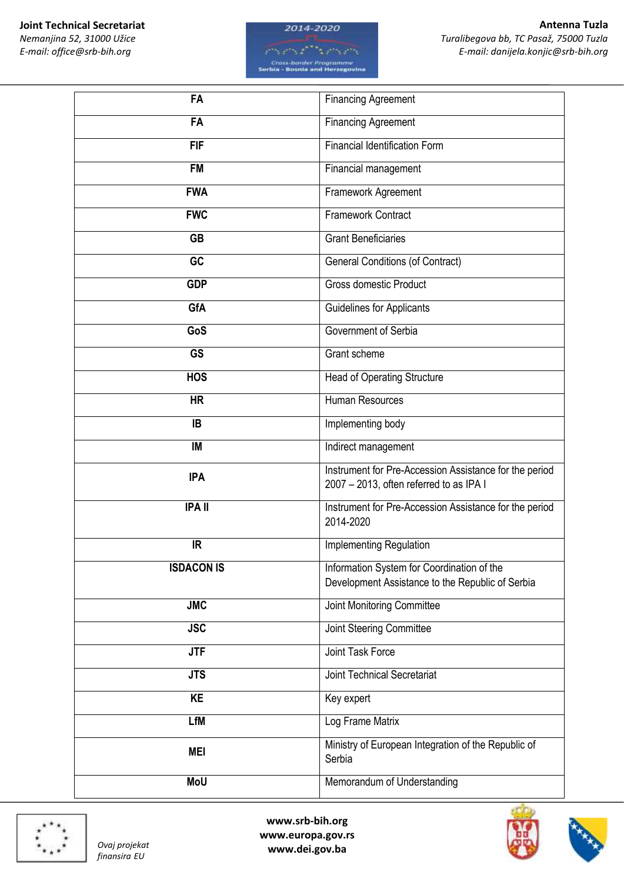| | |
|---|---|
| **FA** | Financing Agreement |
| **FA** | Financing Agreement |
| **FIF** | Financial Identification Form |
| **FM** | Financial management |
| **FWA** | Framework Agreement |
| **FWC** | Framework Contract |
| **GB** | Grant Beneficiaries |
| **GC** | General Conditions (of Contract) |
| **GDP** | Gross domestic Product |
| **GfA** | Guidelines for Applicants |
| **GoS** | Government of Serbia |
| **GS** | Grant scheme |
| **HOS** | Head of Operating Structure |
| **HR** | Human Resources |
| **IB** | Implementing body |
| **IM** | Indirect management |
| **IPA** | Instrument for Pre-Accession Assistance for the period 2007 – 2013, often referred to as IPA I |
| **IPA II** | Instrument for Pre-Accession Assistance for the period 2014-2020 |
| **IR** | Implementing Regulation |
| **ISDACON IS** | Information System for Coordination of the Development Assistance to the Republic of Serbia |
| **JMC** | Joint Monitoring Committee |
| **JSC** | Joint Steering Committee |
| **JTF** | Joint Task Force |
| **JTS** | Joint Technical Secretariat |
| **KE** | Key expert |
| **LfM** | Log Frame Matrix |
| **MEI** | Ministry of European Integration of the Republic of Serbia |
| **MoU** | Memorandum of Understanding |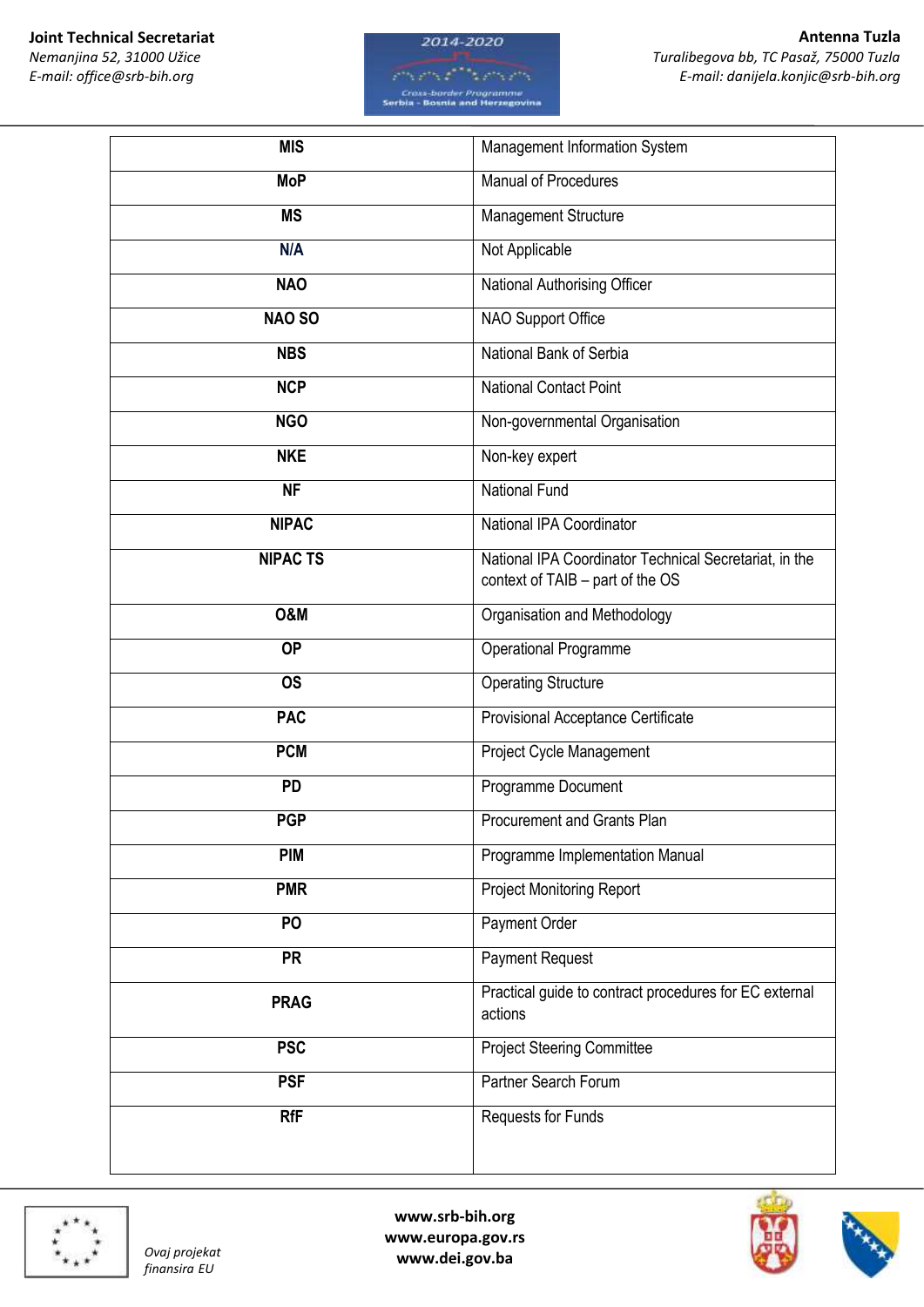| | |
|---|---|
| **MIS** | Management Information System |
| **MoP** | Manual of Procedures |
| **MS** | Management Structure |
| **N/A** | Not Applicable |
| **NAO** | National Authorising Officer |
| **NAO SO** | NAO Support Office |
| **NBS** | National Bank of Serbia |
| **NCP** | National Contact Point |
| **NGO** | Non-governmental Organisation |
| **NKE** | Non-key expert |
| **NF** | National Fund |
| **NIPAC** | National IPA Coordinator |
| **NIPAC TS** | National IPA Coordinator Technical Secretariat, in the context of TAIB – part of the OS |
| **O&M** | Organisation and Methodology |
| **OP** | Operational Programme |
| **OS** | Operating Structure |
| **PAC** | Provisional Acceptance Certificate |
| **PCM** | Project Cycle Management |
| **PD** | Programme Document |
| **PGP** | Procurement and Grants Plan |
| **PIM** | Programme Implementation Manual |
| **PMR** | Project Monitoring Report |
| **PO** | Payment Order |
| **PR** | Payment Request |
| **PRAG** | Practical guide to contract procedures for EC external actions |
| **PSC** | Project Steering Committee |
| **PSF** | Partner Search Forum |
| **RfF** | Requests for Funds |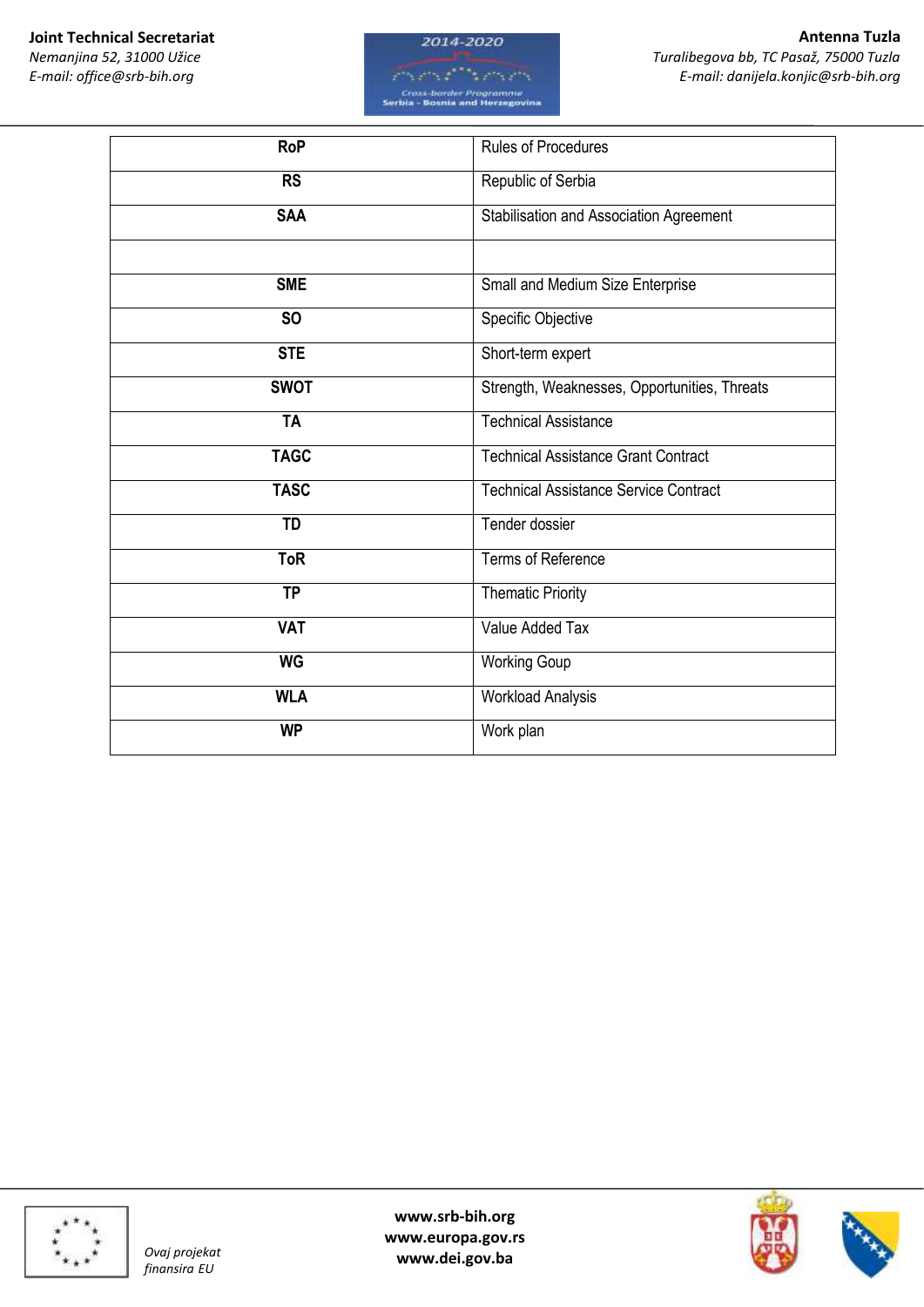| | |
|---|---|
| **RoP** | Rules of Procedures |
| **RS** | Republic of Serbia |
| **SAA** | Stabilisation and Association Agreement |
| | |
| **SME** | Small and Medium Size Enterprise |
| **SO** | Specific Objective |
| **STE** | Short-term expert |
| **SWOT** | Strength, Weaknesses, Opportunities, Threats |
| **TA** | Technical Assistance |
| **TAGC** | Technical Assistance Grant Contract |
| **TASC** | Technical Assistance Service Contract |
| **TD** | Tender dossier |
| **ToR** | Terms of Reference |
| **TP** | Thematic Priority |
| **VAT** | Value Added Tax |
| **WG** | Working Goup |
| **WLA** | Workload Analysis |
| **WP** | Work plan |